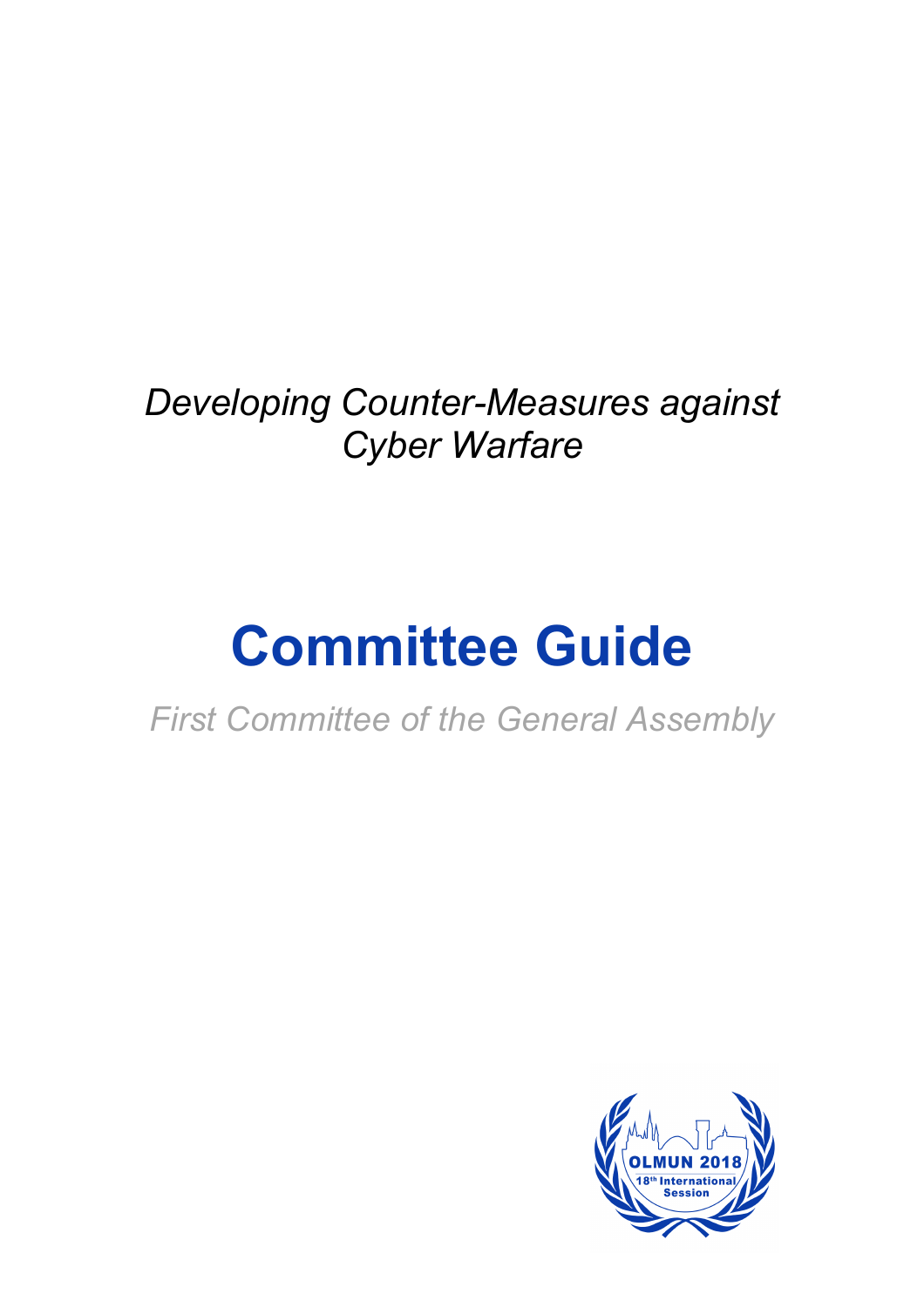*Developing Counter-Measures against Cyber Warfare*

# Committee Guide

*First Committee of the General Assembly*

OLMUN 2018
18th International Session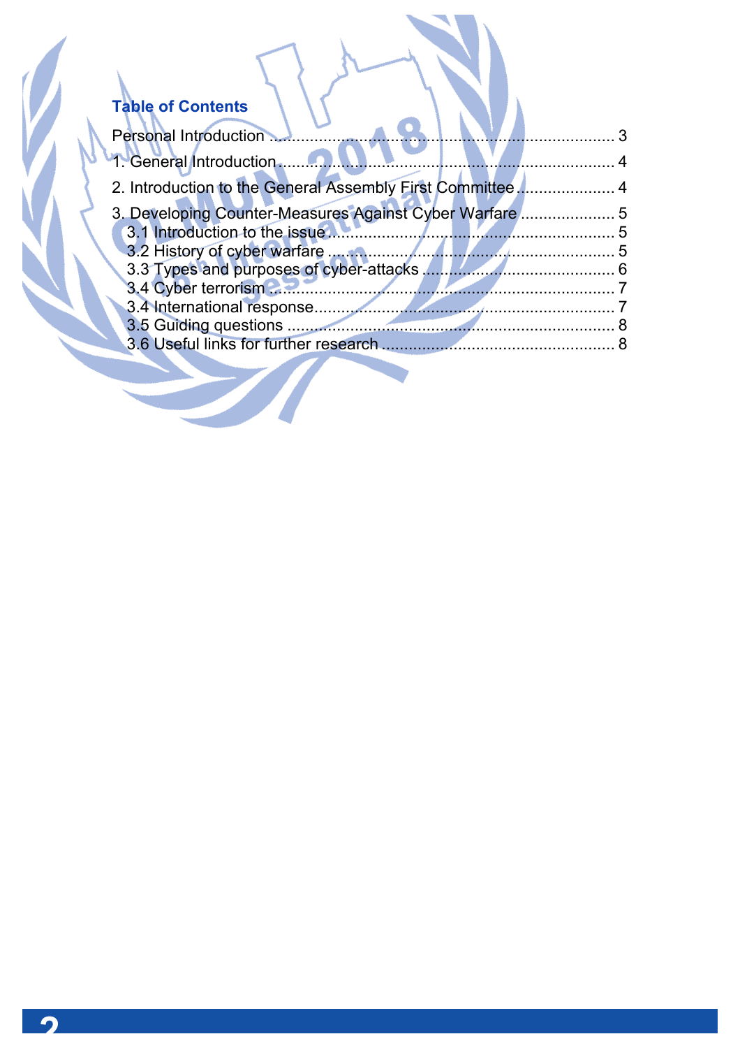## Table of Contents

Personal Introduction ............................................................................ 3

1. General Introduction............................................................................ 4

2. Introduction to the General Assembly First Committee ...................... 4

3. Developing Counter-Measures Against Cyber Warfare ..................... 5
   - 3.1 Introduction to the issue ................................................................ 5
   - 3.2 History of cyber warfare ................................................................ 5
   - 3.3 Types and purposes of cyber-attacks ............................................ 6
   - 3.4 Cyber terrorism ............................................................................. 7
   - 3.4 International response.................................................................... 7
   - 3.5 Guiding questions .......................................................................... 8
   - 3.6 Useful links for further research .................................................... 8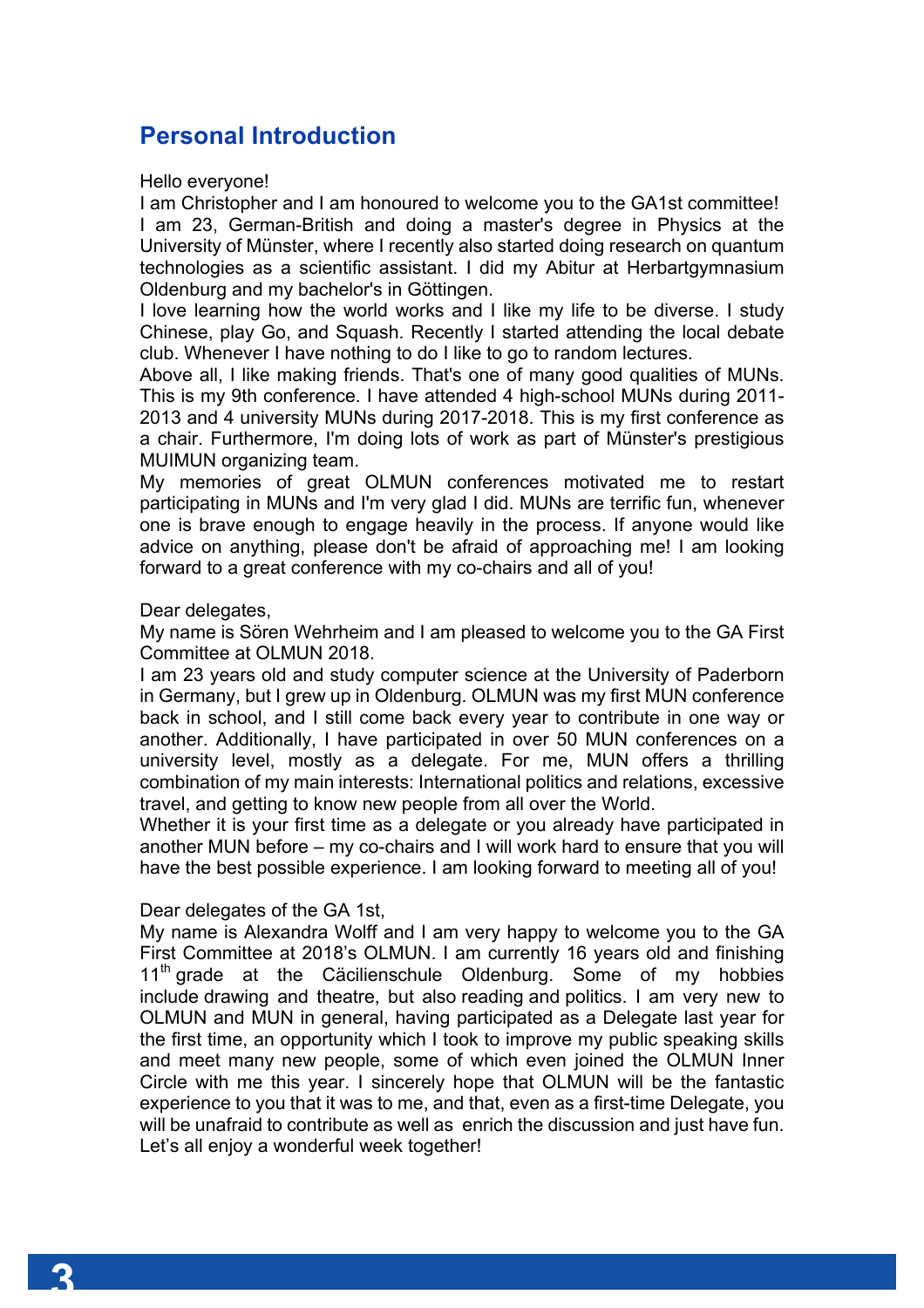## Personal Introduction

Hello everyone!
I am Christopher and I am honoured to welcome you to the GA1st committee!
I am 23, German-British and doing a master's degree in Physics at the University of Münster, where I recently also started doing research on quantum technologies as a scientific assistant. I did my Abitur at Herbartgymnasium Oldenburg and my bachelor's in Göttingen.
I love learning how the world works and I like my life to be diverse. I study Chinese, play Go, and Squash. Recently I started attending the local debate club. Whenever I have nothing to do I like to go to random lectures.
Above all, I like making friends. That's one of many good qualities of MUNs. This is my 9th conference. I have attended 4 high-school MUNs during 2011-2013 and 4 university MUNs during 2017-2018. This is my first conference as a chair. Furthermore, I'm doing lots of work as part of Münster's prestigious MUIMUN organizing team.
My memories of great OLMUN conferences motivated me to restart participating in MUNs and I'm very glad I did. MUNs are terrific fun, whenever one is brave enough to engage heavily in the process. If anyone would like advice on anything, please don't be afraid of approaching me! I am looking forward to a great conference with my co-chairs and all of you!

Dear delegates,
My name is Sören Wehrheim and I am pleased to welcome you to the GA First Committee at OLMUN 2018.
I am 23 years old and study computer science at the University of Paderborn in Germany, but I grew up in Oldenburg. OLMUN was my first MUN conference back in school, and I still come back every year to contribute in one way or another. Additionally, I have participated in over 50 MUN conferences on a university level, mostly as a delegate. For me, MUN offers a thrilling combination of my main interests: International politics and relations, excessive travel, and getting to know new people from all over the World.
Whether it is your first time as a delegate or you already have participated in another MUN before – my co-chairs and I will work hard to ensure that you will have the best possible experience. I am looking forward to meeting all of you!

Dear delegates of the GA 1st,
My name is Alexandra Wolff and I am very happy to welcome you to the GA First Committee at 2018's OLMUN. I am currently 16 years old and finishing 11th grade at the Cäcilienschule Oldenburg. Some of my hobbies include drawing and theatre, but also reading and politics. I am very new to OLMUN and MUN in general, having participated as a Delegate last year for the first time, an opportunity which I took to improve my public speaking skills and meet many new people, some of which even joined the OLMUN Inner Circle with me this year. I sincerely hope that OLMUN will be the fantastic experience to you that it was to me, and that, even as a first-time Delegate, you will be unafraid to contribute as well as enrich the discussion and just have fun. Let's all enjoy a wonderful week together!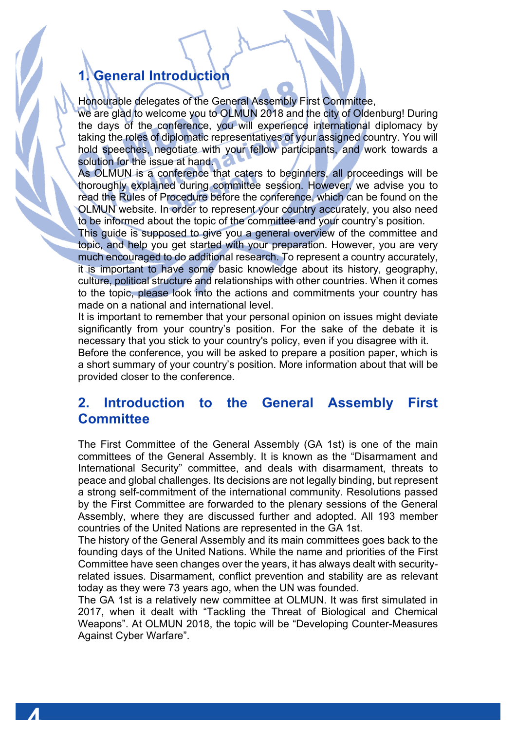## 1. General Introduction

Honourable delegates of the General Assembly First Committee,
we are glad to welcome you to OLMUN 2018 and the city of Oldenburg! During the days of the conference, you will experience international diplomacy by taking the roles of diplomatic representatives of your assigned country. You will hold speeches, negotiate with your fellow participants, and work towards a solution for the issue at hand.
As OLMUN is a conference that caters to beginners, all proceedings will be thoroughly explained during committee session. However, we advise you to read the Rules of Procedure before the conference, which can be found on the OLMUN website. In order to represent your country accurately, you also need to be informed about the topic of the committee and your country's position.
This guide is supposed to give you a general overview of the committee and topic, and help you get started with your preparation. However, you are very much encouraged to do additional research. To represent a country accurately, it is important to have some basic knowledge about its history, geography, culture, political structure and relationships with other countries. When it comes to the topic, please look into the actions and commitments your country has made on a national and international level.
It is important to remember that your personal opinion on issues might deviate significantly from your country's position. For the sake of the debate it is necessary that you stick to your country's policy, even if you disagree with it.
Before the conference, you will be asked to prepare a position paper, which is a short summary of your country's position. More information about that will be provided closer to the conference.

## 2. Introduction to the General Assembly First Committee

The First Committee of the General Assembly (GA 1st) is one of the main committees of the General Assembly. It is known as the "Disarmament and International Security" committee, and deals with disarmament, threats to peace and global challenges. Its decisions are not legally binding, but represent a strong self-commitment of the international community. Resolutions passed by the First Committee are forwarded to the plenary sessions of the General Assembly, where they are discussed further and adopted. All 193 member countries of the United Nations are represented in the GA 1st.
The history of the General Assembly and its main committees goes back to the founding days of the United Nations. While the name and priorities of the First Committee have seen changes over the years, it has always dealt with security-related issues. Disarmament, conflict prevention and stability are as relevant today as they were 73 years ago, when the UN was founded.
The GA 1st is a relatively new committee at OLMUN. It was first simulated in 2017, when it dealt with "Tackling the Threat of Biological and Chemical Weapons". At OLMUN 2018, the topic will be "Developing Counter-Measures Against Cyber Warfare".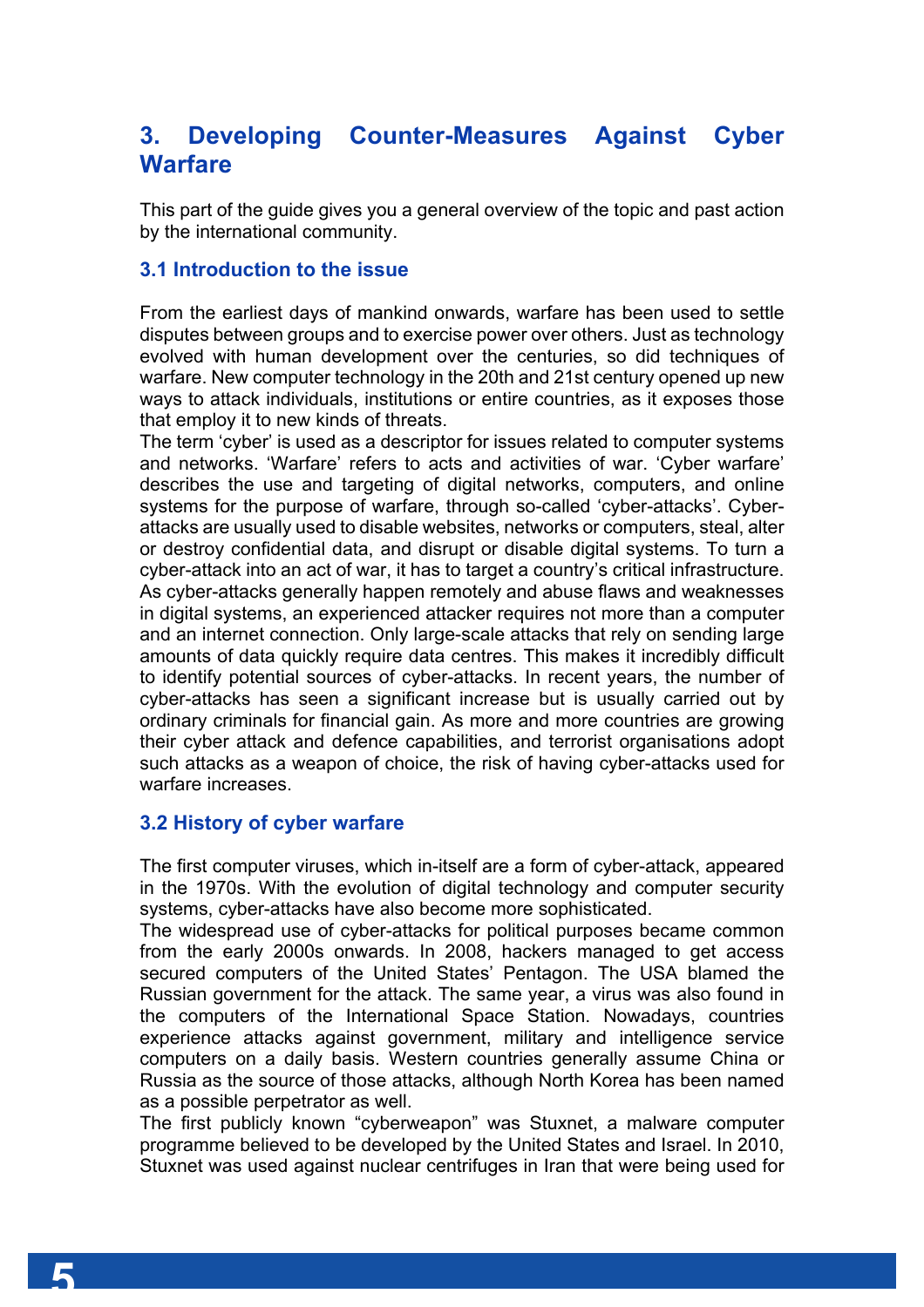## 3. Developing Counter-Measures Against Cyber Warfare

This part of the guide gives you a general overview of the topic and past action by the international community.

### 3.1 Introduction to the issue

From the earliest days of mankind onwards, warfare has been used to settle disputes between groups and to exercise power over others. Just as technology evolved with human development over the centuries, so did techniques of warfare. New computer technology in the 20th and 21st century opened up new ways to attack individuals, institutions or entire countries, as it exposes those that employ it to new kinds of threats.
The term 'cyber' is used as a descriptor for issues related to computer systems and networks. 'Warfare' refers to acts and activities of war. 'Cyber warfare' describes the use and targeting of digital networks, computers, and online systems for the purpose of warfare, through so-called 'cyber-attacks'. Cyber-attacks are usually used to disable websites, networks or computers, steal, alter or destroy confidential data, and disrupt or disable digital systems. To turn a cyber-attack into an act of war, it has to target a country's critical infrastructure. As cyber-attacks generally happen remotely and abuse flaws and weaknesses in digital systems, an experienced attacker requires not more than a computer and an internet connection. Only large-scale attacks that rely on sending large amounts of data quickly require data centres. This makes it incredibly difficult to identify potential sources of cyber-attacks. In recent years, the number of cyber-attacks has seen a significant increase but is usually carried out by ordinary criminals for financial gain. As more and more countries are growing their cyber attack and defence capabilities, and terrorist organisations adopt such attacks as a weapon of choice, the risk of having cyber-attacks used for warfare increases.

### 3.2 History of cyber warfare

The first computer viruses, which in-itself are a form of cyber-attack, appeared in the 1970s. With the evolution of digital technology and computer security systems, cyber-attacks have also become more sophisticated.
The widespread use of cyber-attacks for political purposes became common from the early 2000s onwards. In 2008, hackers managed to get access secured computers of the United States' Pentagon. The USA blamed the Russian government for the attack. The same year, a virus was also found in the computers of the International Space Station. Nowadays, countries experience attacks against government, military and intelligence service computers on a daily basis. Western countries generally assume China or Russia as the source of those attacks, although North Korea has been named as a possible perpetrator as well.
The first publicly known "cyberweapon" was Stuxnet, a malware computer programme believed to be developed by the United States and Israel. In 2010, Stuxnet was used against nuclear centrifuges in Iran that were being used for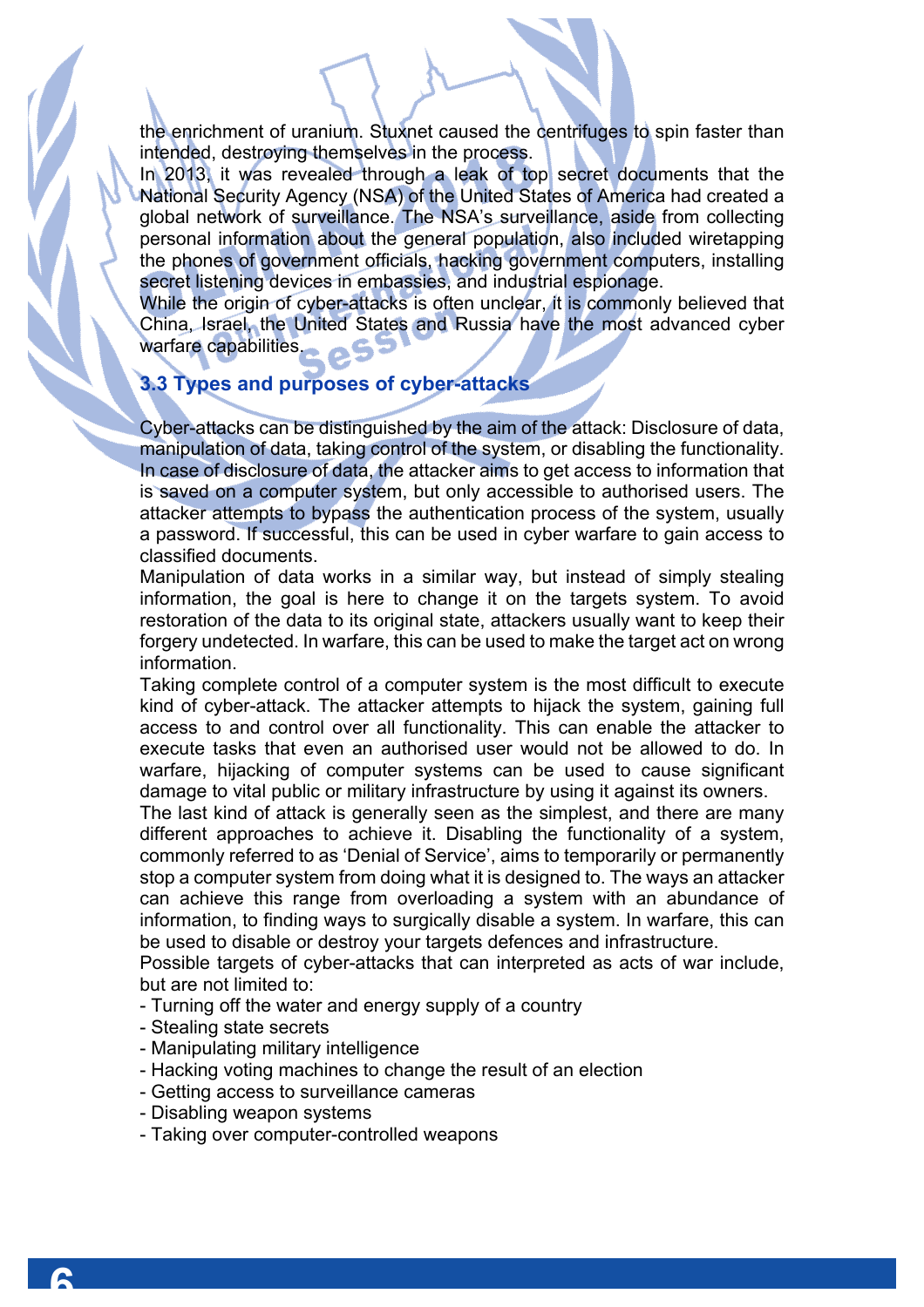the enrichment of uranium. Stuxnet caused the centrifuges to spin faster than intended, destroying themselves in the process.

In 2013, it was revealed through a leak of top secret documents that the National Security Agency (NSA) of the United States of America had created a global network of surveillance. The NSA's surveillance, aside from collecting personal information about the general population, also included wiretapping the phones of government officials, hacking government computers, installing secret listening devices in embassies, and industrial espionage.

While the origin of cyber-attacks is often unclear, it is commonly believed that China, Israel, the United States and Russia have the most advanced cyber warfare capabilities.

### 3.3 Types and purposes of cyber-attacks

Cyber-attacks can be distinguished by the aim of the attack: Disclosure of data, manipulation of data, taking control of the system, or disabling the functionality. In case of disclosure of data, the attacker aims to get access to information that is saved on a computer system, but only accessible to authorised users. The attacker attempts to bypass the authentication process of the system, usually a password. If successful, this can be used in cyber warfare to gain access to classified documents.

Manipulation of data works in a similar way, but instead of simply stealing information, the goal is here to change it on the targets system. To avoid restoration of the data to its original state, attackers usually want to keep their forgery undetected. In warfare, this can be used to make the target act on wrong information.

Taking complete control of a computer system is the most difficult to execute kind of cyber-attack. The attacker attempts to hijack the system, gaining full access to and control over all functionality. This can enable the attacker to execute tasks that even an authorised user would not be allowed to do. In warfare, hijacking of computer systems can be used to cause significant damage to vital public or military infrastructure by using it against its owners.

The last kind of attack is generally seen as the simplest, and there are many different approaches to achieve it. Disabling the functionality of a system, commonly referred to as 'Denial of Service', aims to temporarily or permanently stop a computer system from doing what it is designed to. The ways an attacker can achieve this range from overloading a system with an abundance of information, to finding ways to surgically disable a system. In warfare, this can be used to disable or destroy your targets defences and infrastructure.

Possible targets of cyber-attacks that can interpreted as acts of war include, but are not limited to:

- Turning off the water and energy supply of a country
- Stealing state secrets
- Manipulating military intelligence
- Hacking voting machines to change the result of an election
- Getting access to surveillance cameras
- Disabling weapon systems
- Taking over computer-controlled weapons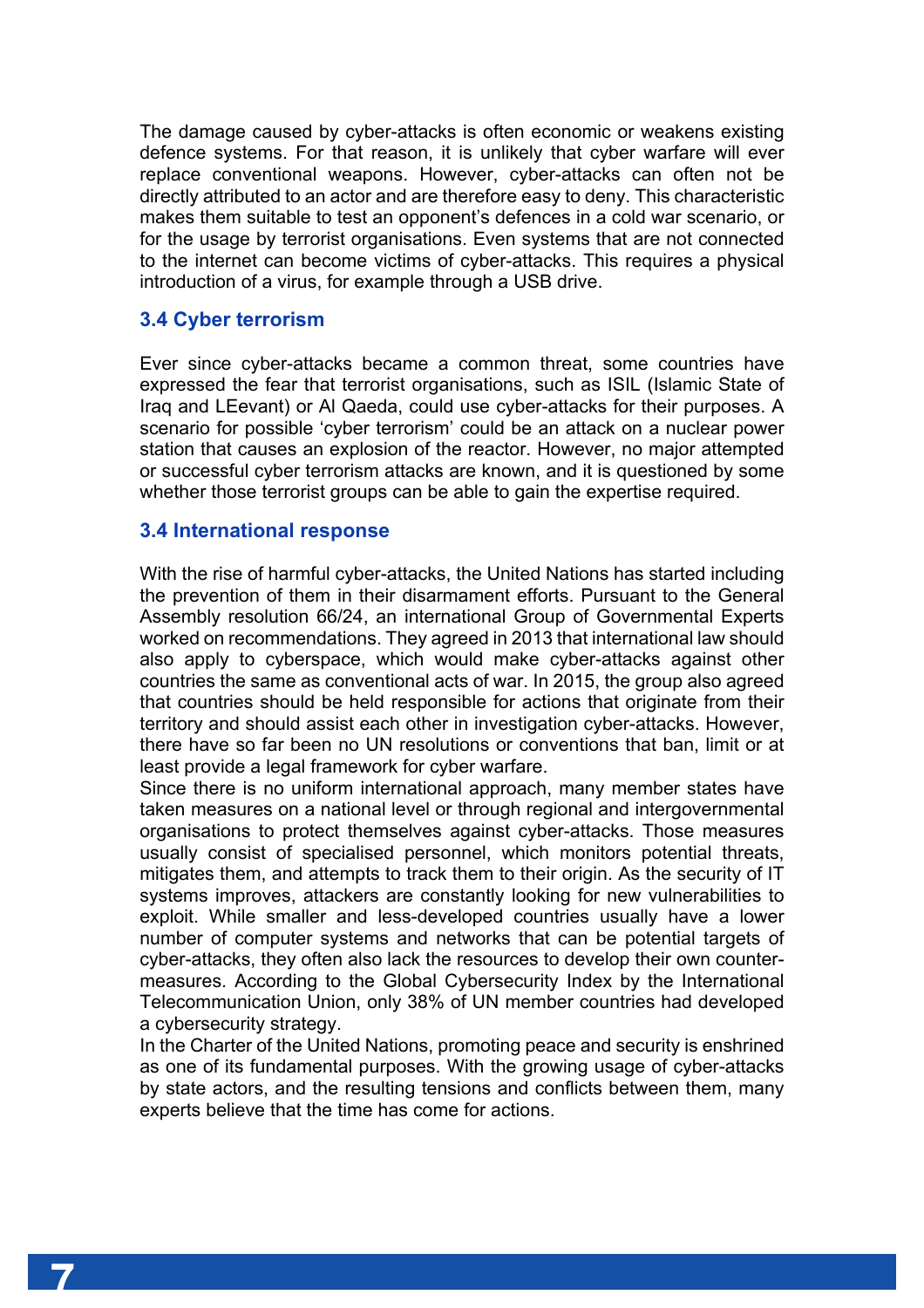The damage caused by cyber-attacks is often economic or weakens existing defence systems. For that reason, it is unlikely that cyber warfare will ever replace conventional weapons. However, cyber-attacks can often not be directly attributed to an actor and are therefore easy to deny. This characteristic makes them suitable to test an opponent's defences in a cold war scenario, or for the usage by terrorist organisations. Even systems that are not connected to the internet can become victims of cyber-attacks. This requires a physical introduction of a virus, for example through a USB drive.

### 3.4 Cyber terrorism

Ever since cyber-attacks became a common threat, some countries have expressed the fear that terrorist organisations, such as ISIL (Islamic State of Iraq and LEevant) or Al Qaeda, could use cyber-attacks for their purposes. A scenario for possible 'cyber terrorism' could be an attack on a nuclear power station that causes an explosion of the reactor. However, no major attempted or successful cyber terrorism attacks are known, and it is questioned by some whether those terrorist groups can be able to gain the expertise required.

### 3.4 International response

With the rise of harmful cyber-attacks, the United Nations has started including the prevention of them in their disarmament efforts. Pursuant to the General Assembly resolution 66/24, an international Group of Governmental Experts worked on recommendations. They agreed in 2013 that international law should also apply to cyberspace, which would make cyber-attacks against other countries the same as conventional acts of war. In 2015, the group also agreed that countries should be held responsible for actions that originate from their territory and should assist each other in investigation cyber-attacks. However, there have so far been no UN resolutions or conventions that ban, limit or at least provide a legal framework for cyber warfare.

Since there is no uniform international approach, many member states have taken measures on a national level or through regional and intergovernmental organisations to protect themselves against cyber-attacks. Those measures usually consist of specialised personnel, which monitors potential threats, mitigates them, and attempts to track them to their origin. As the security of IT systems improves, attackers are constantly looking for new vulnerabilities to exploit. While smaller and less-developed countries usually have a lower number of computer systems and networks that can be potential targets of cyber-attacks, they often also lack the resources to develop their own counter-measures. According to the Global Cybersecurity Index by the International Telecommunication Union, only 38% of UN member countries had developed a cybersecurity strategy.

In the Charter of the United Nations, promoting peace and security is enshrined as one of its fundamental purposes. With the growing usage of cyber-attacks by state actors, and the resulting tensions and conflicts between them, many experts believe that the time has come for actions.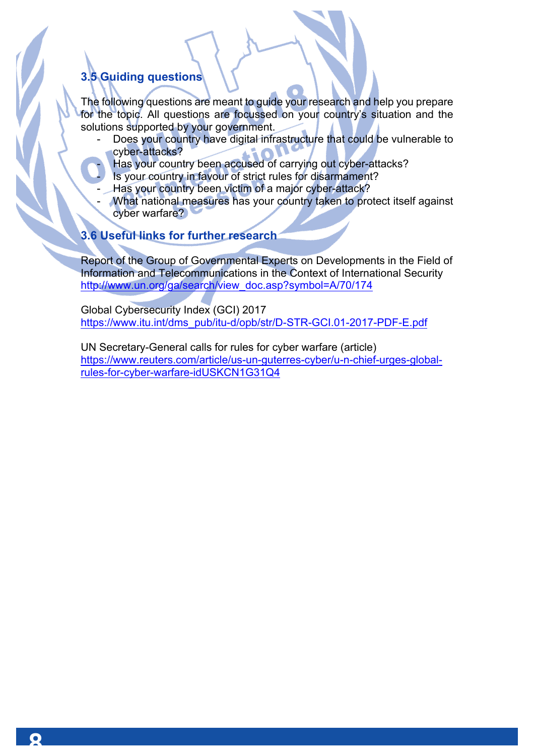### 3.5 Guiding questions

The following questions are meant to guide your research and help you prepare for the topic. All questions are focussed on your country's situation and the solutions supported by your government.

- Does your country have digital infrastructure that could be vulnerable to cyber-attacks?
- Has your country been accused of carrying out cyber-attacks?
- Is your country in favour of strict rules for disarmament?
- Has your country been victim of a major cyber-attack?
- What national measures has your country taken to protect itself against cyber warfare?

### 3.6 Useful links for further research

Report of the Group of Governmental Experts on Developments in the Field of Information and Telecommunications in the Context of International Security
http://www.un.org/ga/search/view_doc.asp?symbol=A/70/174

Global Cybersecurity Index (GCI) 2017
https://www.itu.int/dms_pub/itu-d/opb/str/D-STR-GCI.01-2017-PDF-E.pdf

UN Secretary-General calls for rules for cyber warfare (article)
https://www.reuters.com/article/us-un-guterres-cyber/u-n-chief-urges-global-rules-for-cyber-warfare-idUSKCN1G31Q4